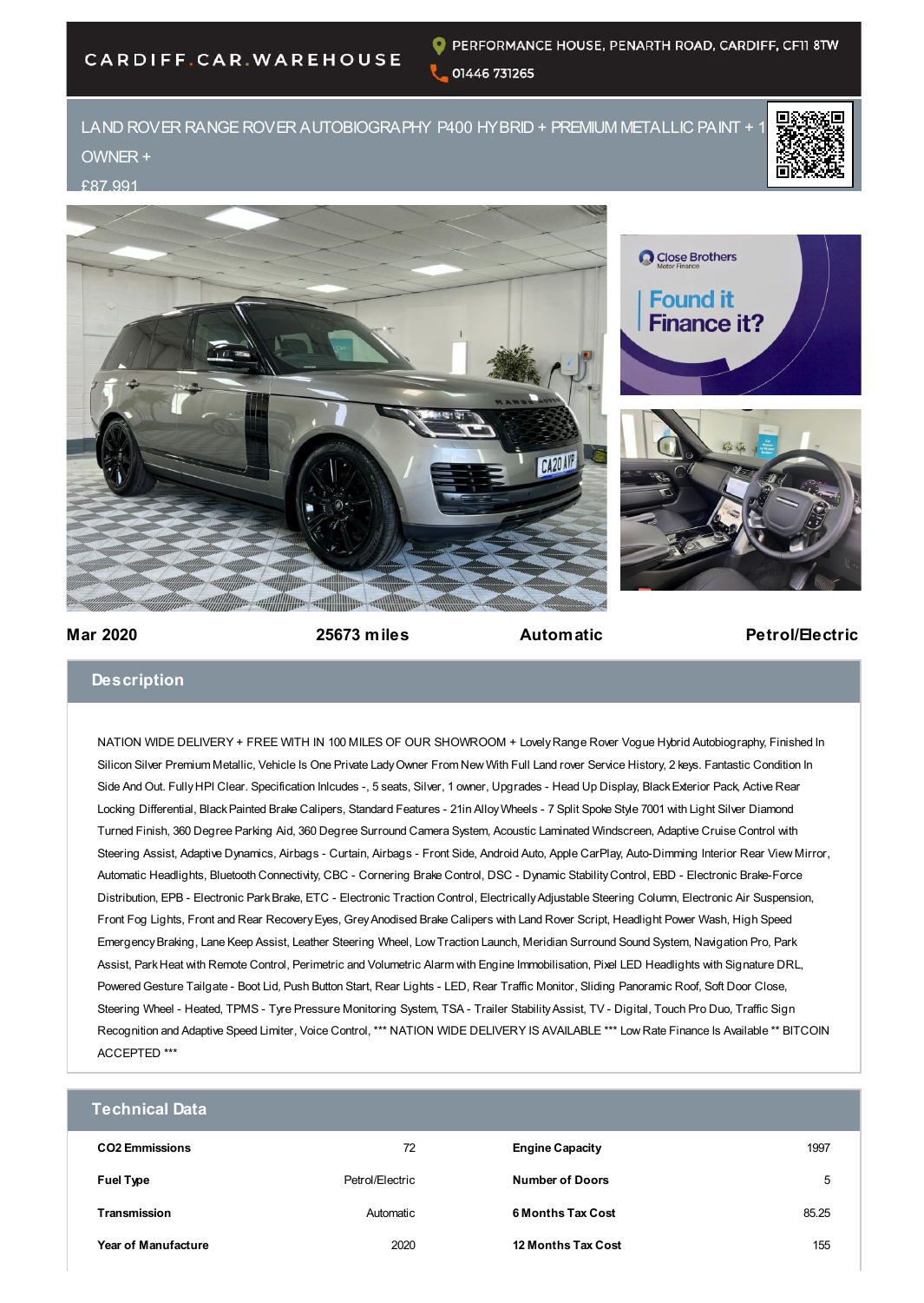CARDIFF.CAR.WAREHOUSE

PERFORMANCE HOUSE, PENARTH ROAD, CARDIFF, CF11 8TW

01446 731265

# LAND ROVER RANGE ROVER AUTOBIOGRAPHY P400 HYBRID + PREMIUM METALLIC PAINT + 1 OWNER +

£87,991

Close Brothers Motor Finance

Found it Finance it?

**Mar 2020** **25673 miles** **Automatic** **Petrol/Electric**

## Description

NATION WIDE DELIVERY + FREE WITH IN 100 MILES OF OUR SHOWROOM + Lovely Range Rover Vogue Hybrid Autobiography, Finished In Silicon Silver Premium Metallic, Vehicle Is One Private Lady Owner From New With Full Land rover Service History, 2 keys. Fantastic Condition In Side And Out. Fully HPI Clear. Specification Inlcudes -, 5 seats, Silver, 1 owner, Upgrades - Head Up Display, Black Exterior Pack, Active Rear Locking Differential, Black Painted Brake Calipers, Standard Features - 21in Alloy Wheels - 7 Split Spoke Style 7001 with Light Silver Diamond Turned Finish, 360 Degree Parking Aid, 360 Degree Surround Camera System, Acoustic Laminated Windscreen, Adaptive Cruise Control with Steering Assist, Adaptive Dynamics, Airbags - Curtain, Airbags - Front Side, Android Auto, Apple CarPlay, Auto-Dimming Interior Rear View Mirror, Automatic Headlights, Bluetooth Connectivity, CBC - Cornering Brake Control, DSC - Dynamic Stability Control, EBD - Electronic Brake-Force Distribution, EPB - Electronic Park Brake, ETC - Electronic Traction Control, Electrically Adjustable Steering Column, Electronic Air Suspension, Front Fog Lights, Front and Rear Recovery Eyes, Grey Anodised Brake Calipers with Land Rover Script, Headlight Power Wash, High Speed Emergency Braking, Lane Keep Assist, Leather Steering Wheel, Low Traction Launch, Meridian Surround Sound System, Navigation Pro, Park Assist, Park Heat with Remote Control, Perimetric and Volumetric Alarm with Engine Immobilisation, Pixel LED Headlights with Signature DRL, Powered Gesture Tailgate - Boot Lid, Push Button Start, Rear Lights - LED, Rear Traffic Monitor, Sliding Panoramic Roof, Soft Door Close, Steering Wheel - Heated, TPMS - Tyre Pressure Monitoring System, TSA - Trailer Stability Assist, TV - Digital, Touch Pro Duo, Traffic Sign Recognition and Adaptive Speed Limiter, Voice Control, *** NATION WIDE DELIVERY IS AVAILABLE *** Low Rate Finance Is Available ** BITCOIN ACCEPTED ***

## Technical Data

| | | | |
|---|---|---|---|
| **CO2 Emmissions** | 72 | **Engine Capacity** | 1997 |
| **Fuel Type** | Petrol/Electric | **Number of Doors** | 5 |
| **Transmission** | Automatic | **6 Months Tax Cost** | 85.25 |
| **Year of Manufacture** | 2020 | **12 Months Tax Cost** | 155 |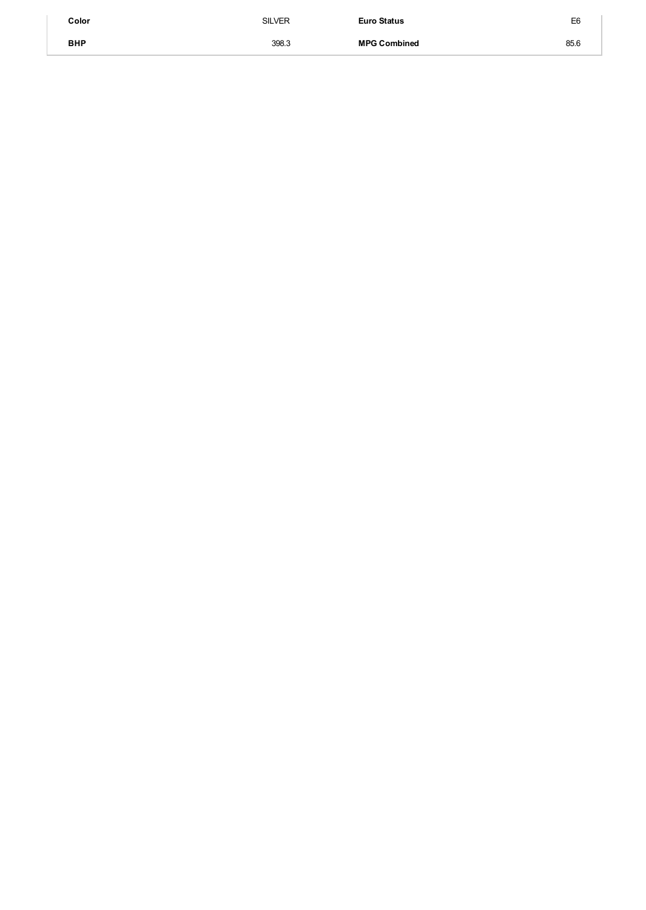| | | | |
|---|---|---|---|
| **Color** | SILVER | **Euro Status** | E6 |
| **BHP** | 398.3 | **MPG Combined** | 85.6 |